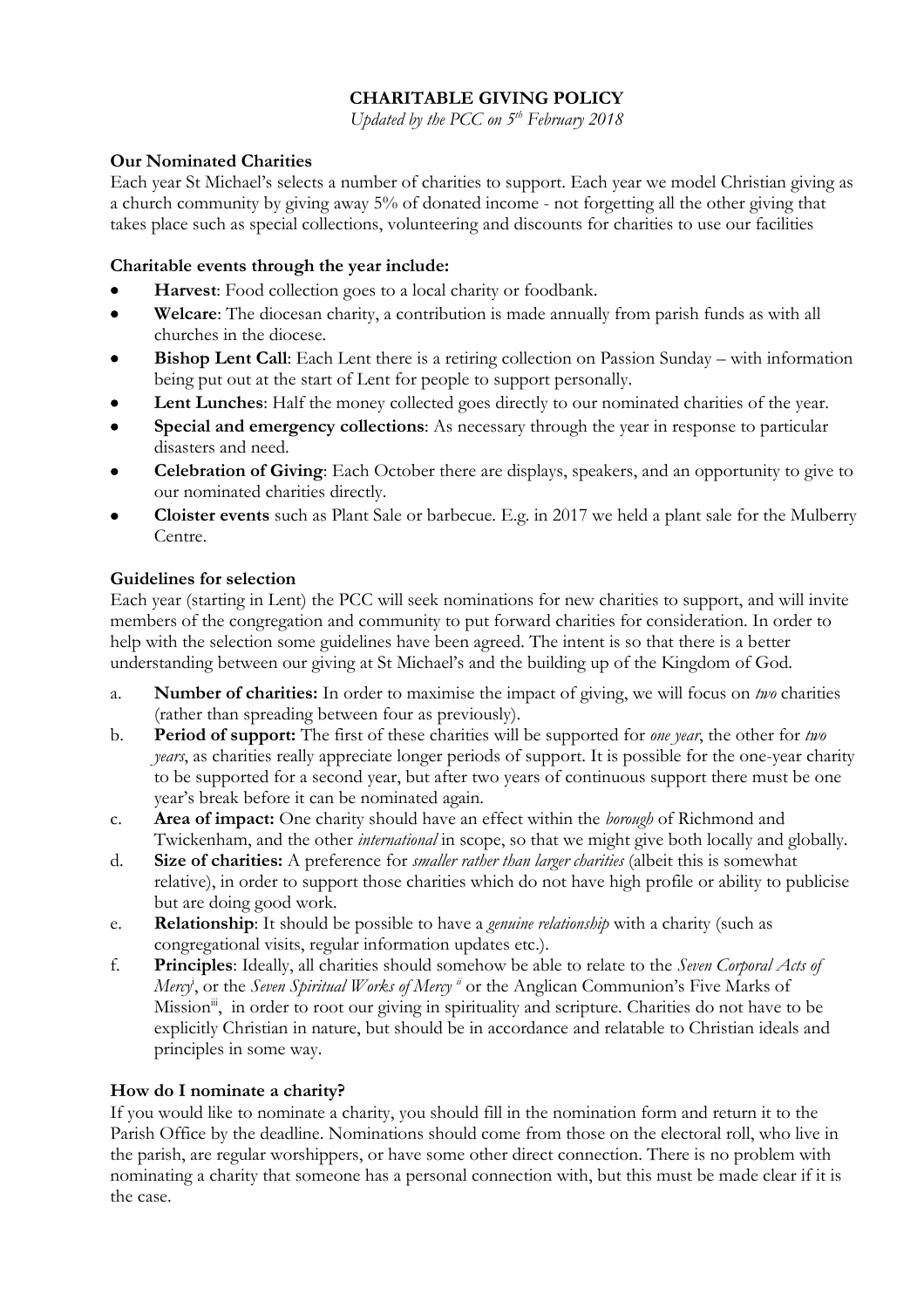# CHARITABLE GIVING POLICY

*Updated by the PCC on 5th February 2018*

**Our Nominated Charities**

Each year St Michael's selects a number of charities to support. Each year we model Christian giving as a church community by giving away 5% of donated income - not forgetting all the other giving that takes place such as special collections, volunteering and discounts for charities to use our facilities

**Charitable events through the year include:**

- **Harvest**: Food collection goes to a local charity or foodbank.
- **Welcare**: The diocesan charity, a contribution is made annually from parish funds as with all churches in the diocese.
- **Bishop Lent Call**: Each Lent there is a retiring collection on Passion Sunday – with information being put out at the start of Lent for people to support personally.
- **Lent Lunches**: Half the money collected goes directly to our nominated charities of the year.
- **Special and emergency collections**: As necessary through the year in response to particular disasters and need.
- **Celebration of Giving**: Each October there are displays, speakers, and an opportunity to give to our nominated charities directly.
- **Cloister events** such as Plant Sale or barbecue. E.g. in 2017 we held a plant sale for the Mulberry Centre.

**Guidelines for selection**

Each year (starting in Lent) the PCC will seek nominations for new charities to support, and will invite members of the congregation and community to put forward charities for consideration. In order to help with the selection some guidelines have been agreed. The intent is so that there is a better understanding between our giving at St Michael's and the building up of the Kingdom of God.

a. **Number of charities:** In order to maximise the impact of giving, we will focus on *two* charities (rather than spreading between four as previously).
b. **Period of support:** The first of these charities will be supported for *one year*, the other for *two years*, as charities really appreciate longer periods of support. It is possible for the one-year charity to be supported for a second year, but after two years of continuous support there must be one year's break before it can be nominated again.
c. **Area of impact:** One charity should have an effect within the *borough* of Richmond and Twickenham, and the other *international* in scope, so that we might give both locally and globally.
d. **Size of charities:** A preference for *smaller rather than larger charities* (albeit this is somewhat relative), in order to support those charities which do not have high profile or ability to publicise but are doing good work.
e. **Relationship**: It should be possible to have a *genuine relationship* with a charity (such as congregational visits, regular information updates etc.).
f. **Principles**: Ideally, all charities should somehow be able to relate to the *Seven Corporal Acts of Mercy*[i], or the *Seven Spiritual Works of Mercy*[ii] or the Anglican Communion's Five Marks of Mission[iii], in order to root our giving in spirituality and scripture. Charities do not have to be explicitly Christian in nature, but should be in accordance and relatable to Christian ideals and principles in some way.

**How do I nominate a charity?**

If you would like to nominate a charity, you should fill in the nomination form and return it to the Parish Office by the deadline. Nominations should come from those on the electoral roll, who live in the parish, are regular worshippers, or have some other direct connection. There is no problem with nominating a charity that someone has a personal connection with, but this must be made clear if it is the case.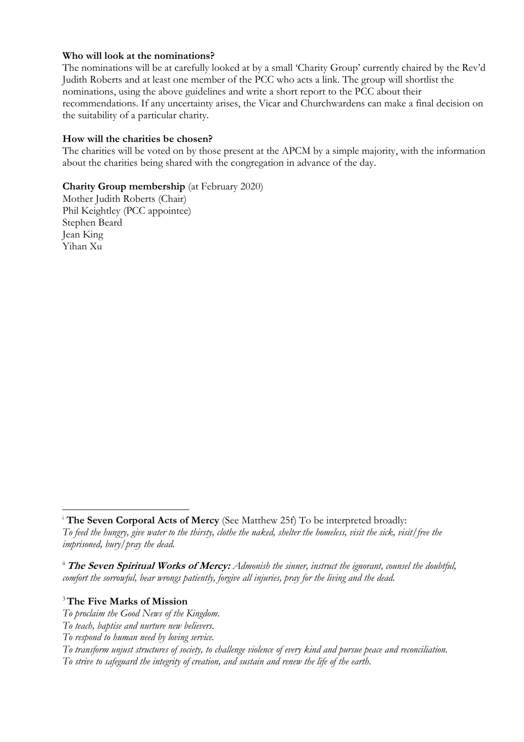**Who will look at the nominations?**

The nominations will be at carefully looked at by a small 'Charity Group' currently chaired by the Rev'd Judith Roberts and at least one member of the PCC who acts a link. The group will shortlist the nominations, using the above guidelines and write a short report to the PCC about their recommendations. If any uncertainty arises, the Vicar and Churchwardens can make a final decision on the suitability of a particular charity.

**How will the charities be chosen?**

The charities will be voted on by those present at the APCM by a simple majority, with the information about the charities being shared with the congregation in advance of the day.

**Charity Group membership** (at February 2020)

Mother Judith Roberts (Chair)
Phil Keightley (PCC appointee)
Stephen Beard
Jean King
Yihan Xu

---

[i] **The Seven Corporal Acts of Mercy** (See Matthew 25f) To be interpreted broadly:
*To feed the hungry, give water to the thirsty, clothe the naked, shelter the homeless, visit the sick, visit/free the imprisoned, bury/pray the dead.*

[ii] ***The Seven Spiritual Works of Mercy:*** *Admonish the sinner, instruct the ignorant, counsel the doubtful, comfort the sorrowful, bear wrongs patiently, forgive all injuries, pray for the living and the dead.*

[3] **The Five Marks of Mission**

*To proclaim the Good News of the Kingdom.*
*To teach, baptise and nurture new believers.*
*To respond to human need by loving service.*
*To transform unjust structures of society, to challenge violence of every kind and pursue peace and reconciliation.*
*To strive to safeguard the integrity of creation, and sustain and renew the life of the earth.*